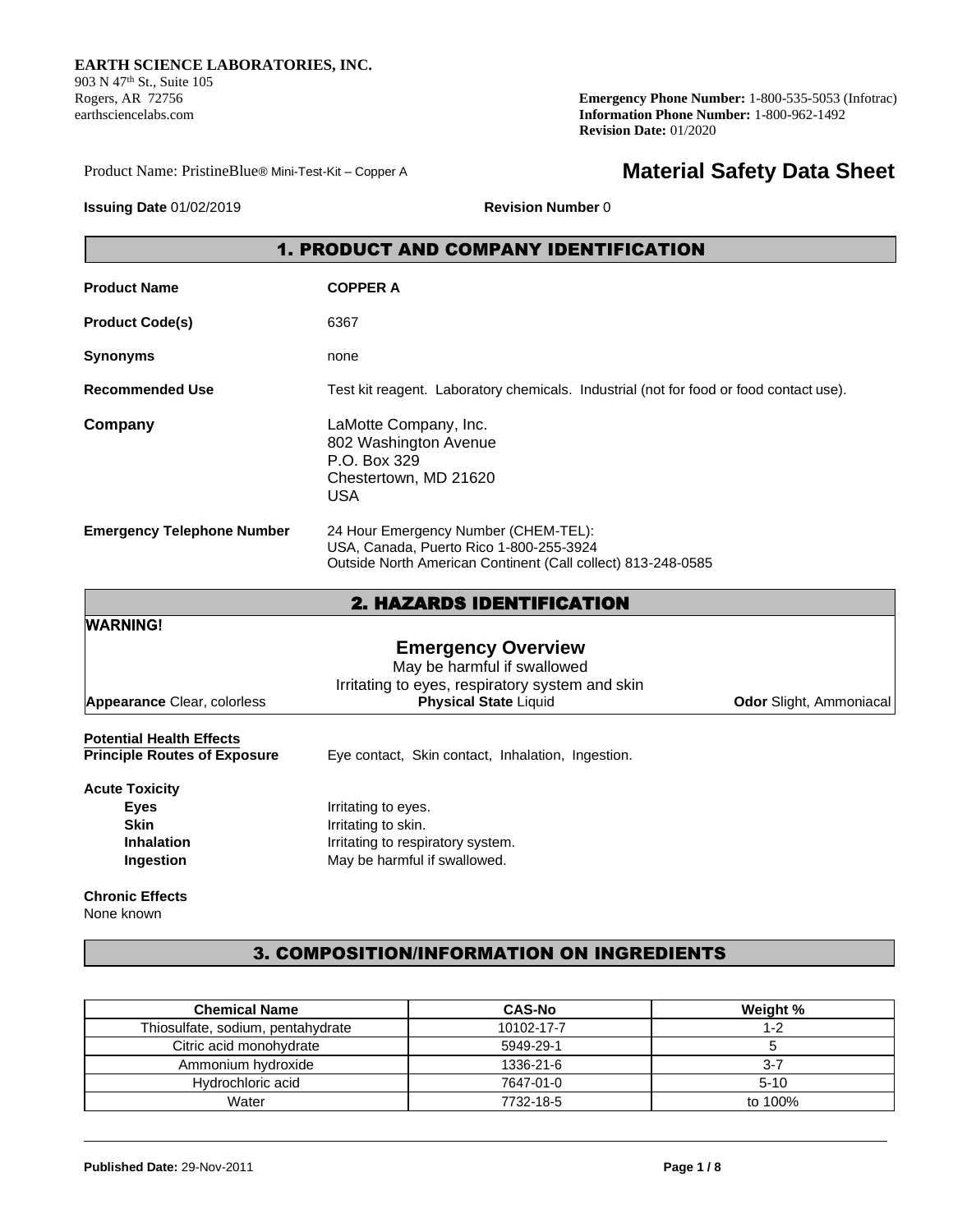**EARTH SCIENCE LABORATORIES, INC.**
903 N 47th St., Suite 105
Rogers, AR 72756
earthsciencelabs.com

**Emergency Phone Number:** 1-800-535-5053 (Infotrac)
**Information Phone Number:** 1-800-962-1492
**Revision Date:** 01/2020

Product Name: PristineBlue® Mini-Test-Kit – Copper A

# Material Safety Data Sheet

**Issuing Date** 01/02/2019 **Revision Number** 0

## 1. PRODUCT AND COMPANY IDENTIFICATION

**Product Name** COPPER A

**Product Code(s)** 6367

**Synonyms** none

**Recommended Use** Test kit reagent. Laboratory chemicals. Industrial (not for food or food contact use).

**Company** LaMotte Company, Inc.
802 Washington Avenue
P.O. Box 329
Chestertown, MD 21620
USA

**Emergency Telephone Number** 24 Hour Emergency Number (CHEM-TEL):
USA, Canada, Puerto Rico 1-800-255-3924
Outside North American Continent (Call collect) 813-248-0585

## 2. HAZARDS IDENTIFICATION

**WARNING!**

**Emergency Overview**

May be harmful if swallowed
Irritating to eyes, respiratory system and skin

**Appearance** Clear, colorless **Physical State** Liquid **Odor** Slight, Ammoniacal

**Potential Health Effects**
**Principle Routes of Exposure** Eye contact, Skin contact, Inhalation, Ingestion.

**Acute Toxicity**
- **Eyes** Irritating to eyes.
- **Skin** Irritating to skin.
- **Inhalation** Irritating to respiratory system.
- **Ingestion** May be harmful if swallowed.

**Chronic Effects**
None known

## 3. COMPOSITION/INFORMATION ON INGREDIENTS

| Chemical Name | CAS-No | Weight % |
|---|---|---|
| Thiosulfate, sodium, pentahydrate | 10102-17-7 | 1-2 |
| Citric acid monohydrate | 5949-29-1 | 5 |
| Ammonium hydroxide | 1336-21-6 | 3-7 |
| Hydrochloric acid | 7647-01-0 | 5-10 |
| Water | 7732-18-5 | to 100% |

**Published Date:** 29-Nov-2011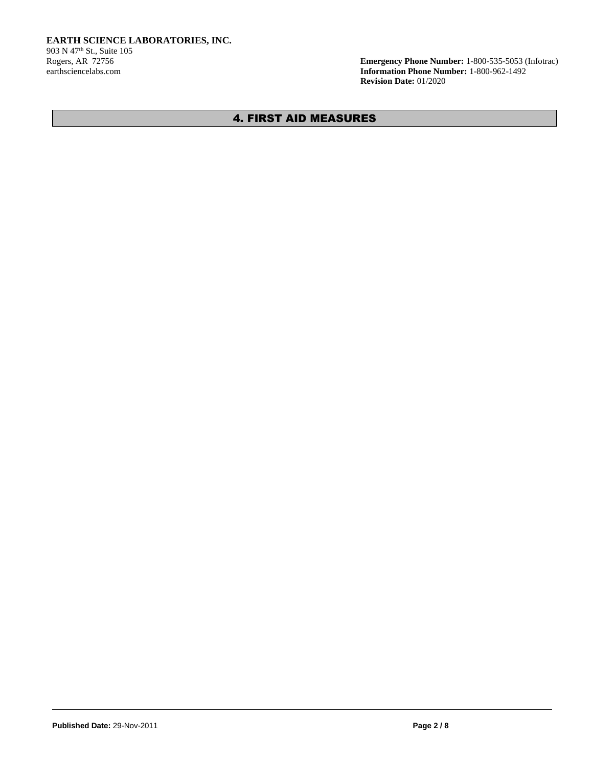## 4. FIRST AID MEASURES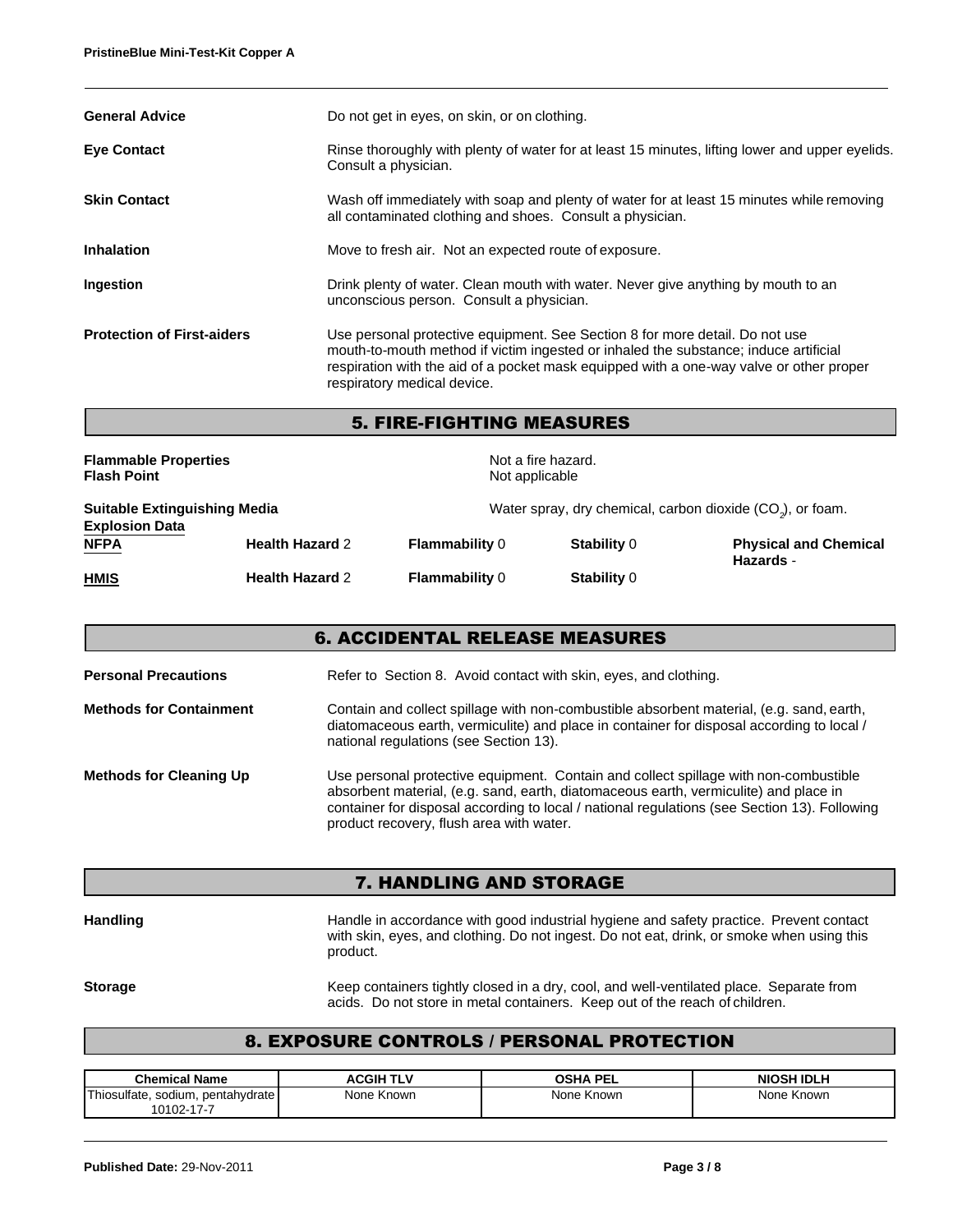| | |
|---|---|
| **General Advice** | Do not get in eyes, on skin, or on clothing. |
| **Eye Contact** | Rinse thoroughly with plenty of water for at least 15 minutes, lifting lower and upper eyelids. Consult a physician. |
| **Skin Contact** | Wash off immediately with soap and plenty of water for at least 15 minutes while removing all contaminated clothing and shoes. Consult a physician. |
| **Inhalation** | Move to fresh air. Not an expected route of exposure. |
| **Ingestion** | Drink plenty of water. Clean mouth with water. Never give anything by mouth to an unconscious person. Consult a physician. |
| **Protection of First-aiders** | Use personal protective equipment. See Section 8 for more detail. Do not use mouth-to-mouth method if victim ingested or inhaled the substance; induce artificial respiration with the aid of a pocket mask equipped with a one-way valve or other proper respiratory medical device. |

## 5. FIRE-FIGHTING MEASURES

**Flammable Properties** Not a fire hazard.
**Flash Point** Not applicable

**Suitable Extinguishing Media** Water spray, dry chemical, carbon dioxide ($CO_2$), or foam.
**Explosion Data**

| | | | | |
|---|---|---|---|---|
| **NFPA** | **Health Hazard** 2 | **Flammability** 0 | **Stability** 0 | **Physical and Chemical Hazards** - |
| **HMIS** | **Health Hazard** 2 | **Flammability** 0 | **Stability** 0 | |

## 6. ACCIDENTAL RELEASE MEASURES

| | |
|---|---|
| **Personal Precautions** | Refer to Section 8. Avoid contact with skin, eyes, and clothing. |
| **Methods for Containment** | Contain and collect spillage with non-combustible absorbent material, (e.g. sand, earth, diatomaceous earth, vermiculite) and place in container for disposal according to local / national regulations (see Section 13). |
| **Methods for Cleaning Up** | Use personal protective equipment. Contain and collect spillage with non-combustible absorbent material, (e.g. sand, earth, diatomaceous earth, vermiculite) and place in container for disposal according to local / national regulations (see Section 13). Following product recovery, flush area with water. |

## 7. HANDLING AND STORAGE

| | |
|---|---|
| **Handling** | Handle in accordance with good industrial hygiene and safety practice. Prevent contact with skin, eyes, and clothing. Do not ingest. Do not eat, drink, or smoke when using this product. |
| **Storage** | Keep containers tightly closed in a dry, cool, and well-ventilated place. Separate from acids. Do not store in metal containers. Keep out of the reach of children. |

## 8. EXPOSURE CONTROLS / PERSONAL PROTECTION

| Chemical Name | ACGIH TLV | OSHA PEL | NIOSH IDLH |
|---|---|---|---|
| Thiosulfate, sodium, pentahydrate 10102-17-7 | None Known | None Known | None Known |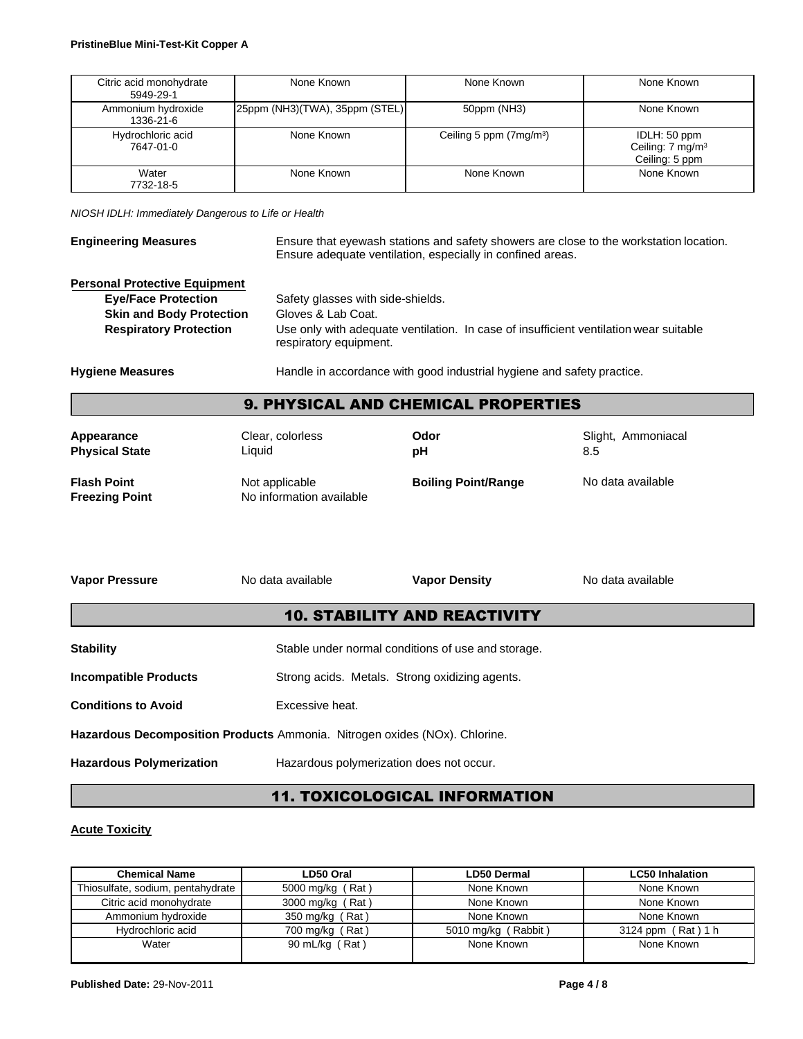| Citric acid monohydrate 5949-29-1 | None Known | None Known | None Known |
|---|---|---|---|
| Ammonium hydroxide 1336-21-6 | 25ppm (NH3)(TWA), 35ppm (STEL) | 50ppm (NH3) | None Known |
| Hydrochloric acid 7647-01-0 | None Known | Ceiling 5 ppm (7mg/m³) | IDLH: 50 ppm Ceiling: 7 mg/m³ Ceiling: 5 ppm |
| Water 7732-18-5 | None Known | None Known | None Known |

*NIOSH IDLH: Immediately Dangerous to Life or Health*

**Engineering Measures** Ensure that eyewash stations and safety showers are close to the workstation location. Ensure adequate ventilation, especially in confined areas.

**Personal Protective Equipment**

**Eye/Face Protection** Safety glasses with side-shields.

**Skin and Body Protection** Gloves & Lab Coat.

**Respiratory Protection** Use only with adequate ventilation. In case of insufficient ventilation wear suitable respiratory equipment.

**Hygiene Measures** Handle in accordance with good industrial hygiene and safety practice.

## 9. PHYSICAL AND CHEMICAL PROPERTIES

**Appearance** Clear, colorless

**Physical State** Liquid

**Odor** Slight, Ammoniacal

**pH** 8.5

**Flash Point** Not applicable

**Freezing Point** No information available

**Boiling Point/Range** No data available

**Vapor Pressure** No data available

**Vapor Density** No data available

## 10. STABILITY AND REACTIVITY

**Stability** Stable under normal conditions of use and storage.

**Incompatible Products** Strong acids. Metals. Strong oxidizing agents.

**Conditions to Avoid** Excessive heat.

**Hazardous Decomposition Products** Ammonia. Nitrogen oxides (NOx). Chlorine.

**Hazardous Polymerization** Hazardous polymerization does not occur.

## 11. TOXICOLOGICAL INFORMATION

**Acute Toxicity**

| Chemical Name | LD50 Oral | LD50 Dermal | LC50 Inhalation |
|---|---|---|---|
| Thiosulfate, sodium, pentahydrate | 5000 mg/kg ( Rat ) | None Known | None Known |
| Citric acid monohydrate | 3000 mg/kg ( Rat ) | None Known | None Known |
| Ammonium hydroxide | 350 mg/kg ( Rat ) | None Known | None Known |
| Hydrochloric acid | 700 mg/kg ( Rat ) | 5010 mg/kg ( Rabbit ) | 3124 ppm ( Rat ) 1 h |
| Water | 90 mL/kg ( Rat ) | None Known | None Known |

**Published Date:** 29-Nov-2011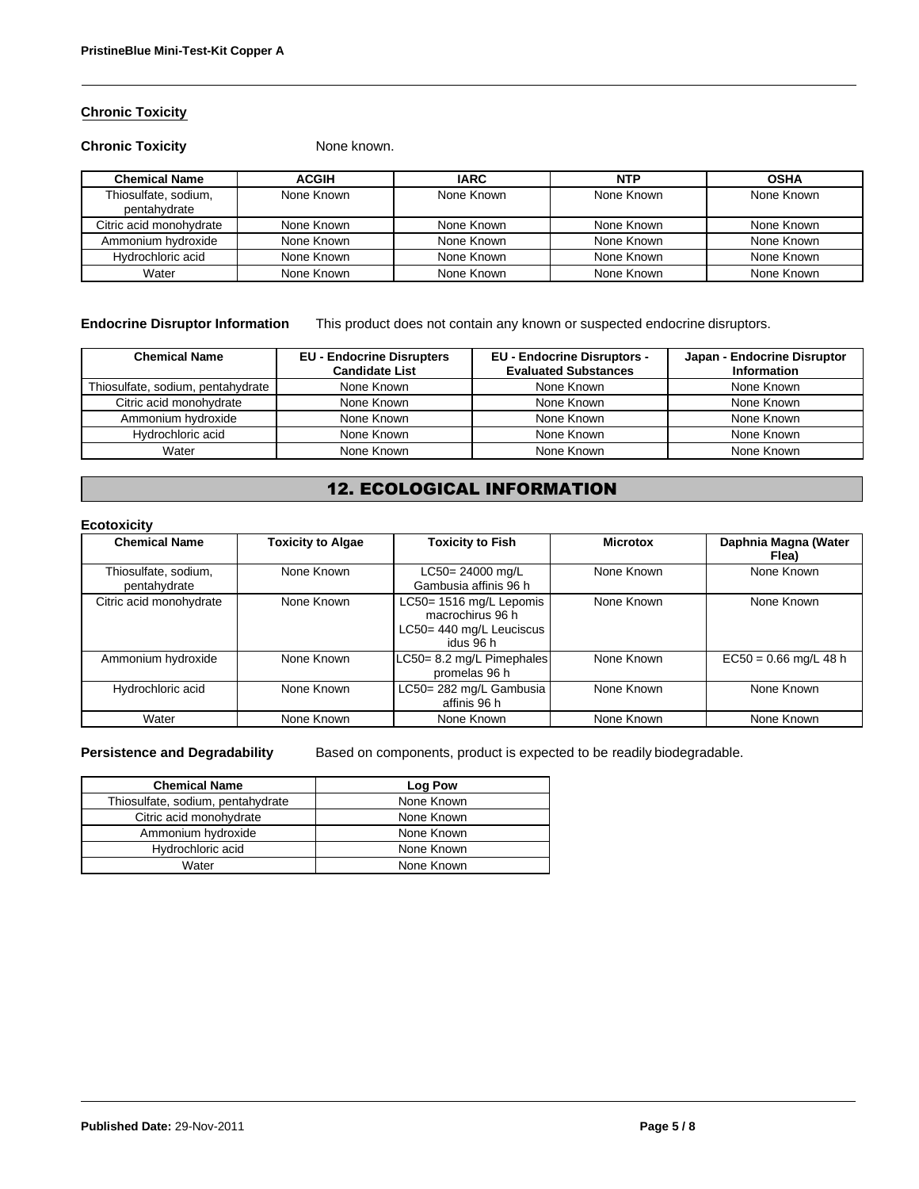## Chronic Toxicity

**Chronic Toxicity** None known.

| Chemical Name | ACGIH | IARC | NTP | OSHA |
|---|---|---|---|---|
| Thiosulfate, sodium, pentahydrate | None Known | None Known | None Known | None Known |
| Citric acid monohydrate | None Known | None Known | None Known | None Known |
| Ammonium hydroxide | None Known | None Known | None Known | None Known |
| Hydrochloric acid | None Known | None Known | None Known | None Known |
| Water | None Known | None Known | None Known | None Known |

**Endocrine Disruptor Information** This product does not contain any known or suspected endocrine disruptors.

| Chemical Name | EU - Endocrine Disrupters Candidate List | EU - Endocrine Disruptors - Evaluated Substances | Japan - Endocrine Disruptor Information |
|---|---|---|---|
| Thiosulfate, sodium, pentahydrate | None Known | None Known | None Known |
| Citric acid monohydrate | None Known | None Known | None Known |
| Ammonium hydroxide | None Known | None Known | None Known |
| Hydrochloric acid | None Known | None Known | None Known |
| Water | None Known | None Known | None Known |

## 12. ECOLOGICAL INFORMATION

**Ecotoxicity**

| Chemical Name | Toxicity to Algae | Toxicity to Fish | Microtox | Daphnia Magna (Water Flea) |
|---|---|---|---|---|
| Thiosulfate, sodium, pentahydrate | None Known | LC50= 24000 mg/L Gambusia affinis 96 h | None Known | None Known |
| Citric acid monohydrate | None Known | LC50= 1516 mg/L Lepomis macrochirus 96 h LC50= 440 mg/L Leuciscus idus 96 h | None Known | None Known |
| Ammonium hydroxide | None Known | LC50= 8.2 mg/L Pimephales promelas 96 h | None Known | EC50 = 0.66 mg/L 48 h |
| Hydrochloric acid | None Known | LC50= 282 mg/L Gambusia affinis 96 h | None Known | None Known |
| Water | None Known | None Known | None Known | None Known |

**Persistence and Degradability** Based on components, product is expected to be readily biodegradable.

| Chemical Name | Log Pow |
|---|---|
| Thiosulfate, sodium, pentahydrate | None Known |
| Citric acid monohydrate | None Known |
| Ammonium hydroxide | None Known |
| Hydrochloric acid | None Known |
| Water | None Known |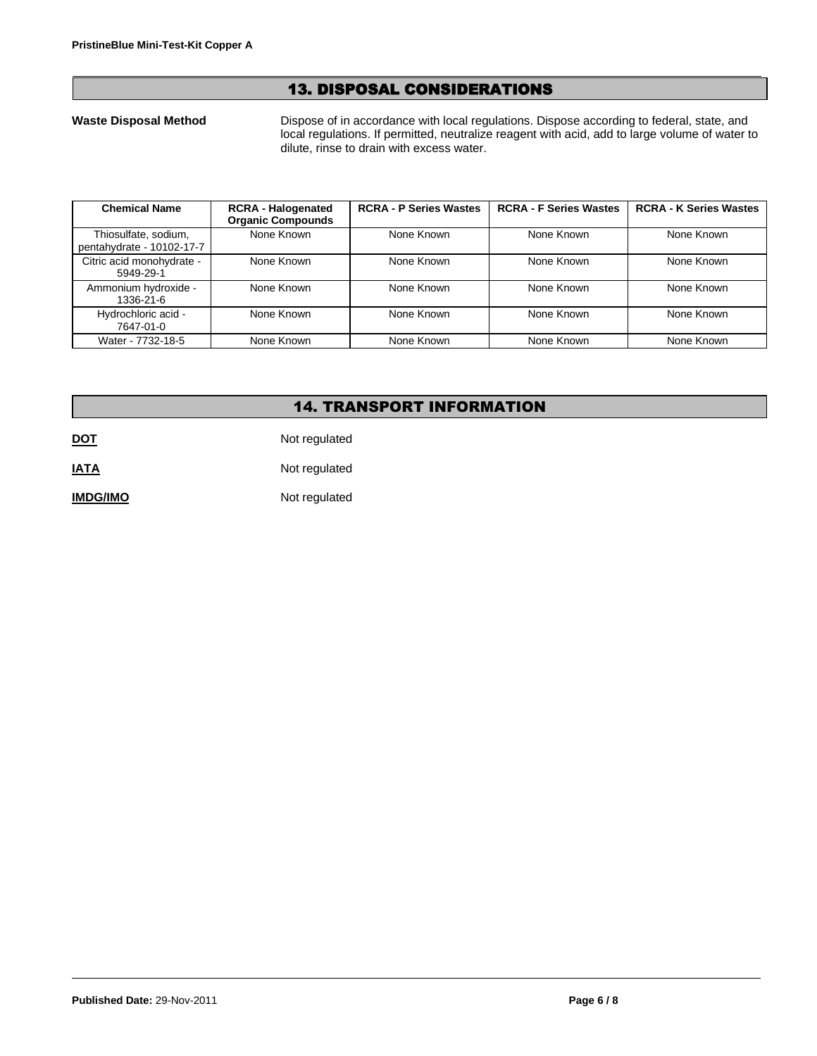## 13. DISPOSAL CONSIDERATIONS

**Waste Disposal Method** Dispose of in accordance with local regulations. Dispose according to federal, state, and local regulations. If permitted, neutralize reagent with acid, add to large volume of water to dilute, rinse to drain with excess water.

| Chemical Name | RCRA - Halogenated Organic Compounds | RCRA - P Series Wastes | RCRA - F Series Wastes | RCRA - K Series Wastes |
|---|---|---|---|---|
| Thiosulfate, sodium, pentahydrate - 10102-17-7 | None Known | None Known | None Known | None Known |
| Citric acid monohydrate - 5949-29-1 | None Known | None Known | None Known | None Known |
| Ammonium hydroxide - 1336-21-6 | None Known | None Known | None Known | None Known |
| Hydrochloric acid - 7647-01-0 | None Known | None Known | None Known | None Known |
| Water - 7732-18-5 | None Known | None Known | None Known | None Known |

## 14. TRANSPORT INFORMATION

**DOT** Not regulated

**IATA** Not regulated

**IMDG/IMO** Not regulated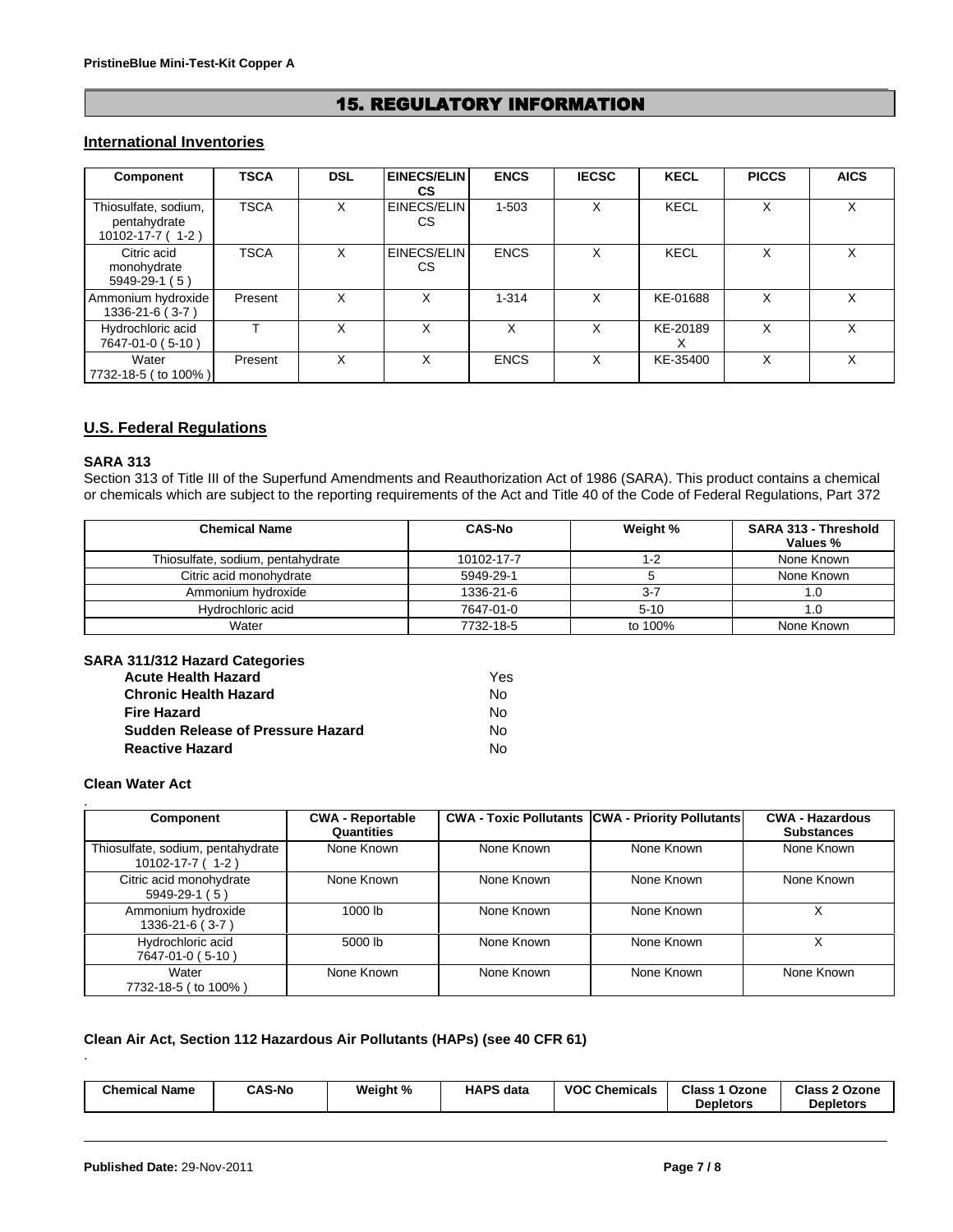## 15. REGULATORY INFORMATION

### International Inventories

| Component | TSCA | DSL | EINECS/ELINCS | ENCS | IECSC | KECL | PICCS | AICS |
|---|---|---|---|---|---|---|---|---|
| Thiosulfate, sodium, pentahydrate 10102-17-7 ( 1-2 ) | TSCA | X | EINECS/ELINCS | 1-503 | X | KECL | X | X |
| Citric acid monohydrate 5949-29-1 ( 5 ) | TSCA | X | EINECS/ELINCS | ENCS | X | KECL | X | X |
| Ammonium hydroxide 1336-21-6 ( 3-7 ) | Present | X | X | 1-314 | X | KE-01688 | X | X |
| Hydrochloric acid 7647-01-0 ( 5-10 ) | T | X | X | X | X | KE-20189 X | X | X |
| Water 7732-18-5 ( to 100% ) | Present | X | X | ENCS | X | KE-35400 | X | X |

### U.S. Federal Regulations

**SARA 313**

Section 313 of Title III of the Superfund Amendments and Reauthorization Act of 1986 (SARA). This product contains a chemical or chemicals which are subject to the reporting requirements of the Act and Title 40 of the Code of Federal Regulations, Part 372

| Chemical Name | CAS-No | Weight % | SARA 313 - Threshold Values % |
|---|---|---|---|
| Thiosulfate, sodium, pentahydrate | 10102-17-7 | 1-2 | None Known |
| Citric acid monohydrate | 5949-29-1 | 5 | None Known |
| Ammonium hydroxide | 1336-21-6 | 3-7 | 1.0 |
| Hydrochloric acid | 7647-01-0 | 5-10 | 1.0 |
| Water | 7732-18-5 | to 100% | None Known |

**SARA 311/312 Hazard Categories**

| | |
|---|---|
| **Acute Health Hazard** | Yes |
| **Chronic Health Hazard** | No |
| **Fire Hazard** | No |
| **Sudden Release of Pressure Hazard** | No |
| **Reactive Hazard** | No |

**Clean Water Act**

| Component | CWA - Reportable Quantities | CWA - Toxic Pollutants | CWA - Priority Pollutants | CWA - Hazardous Substances |
|---|---|---|---|---|
| Thiosulfate, sodium, pentahydrate 10102-17-7 ( 1-2 ) | None Known | None Known | None Known | None Known |
| Citric acid monohydrate 5949-29-1 ( 5 ) | None Known | None Known | None Known | None Known |
| Ammonium hydroxide 1336-21-6 ( 3-7 ) | 1000 lb | None Known | None Known | X |
| Hydrochloric acid 7647-01-0 ( 5-10 ) | 5000 lb | None Known | None Known | X |
| Water 7732-18-5 ( to 100% ) | None Known | None Known | None Known | None Known |

**Clean Air Act, Section 112 Hazardous Air Pollutants (HAPs) (see 40 CFR 61)**

| Chemical Name | CAS-No | Weight % | HAPS data | VOC Chemicals | Class 1 Ozone Depletors | Class 2 Ozone Depletors |
|---|---|---|---|---|---|---|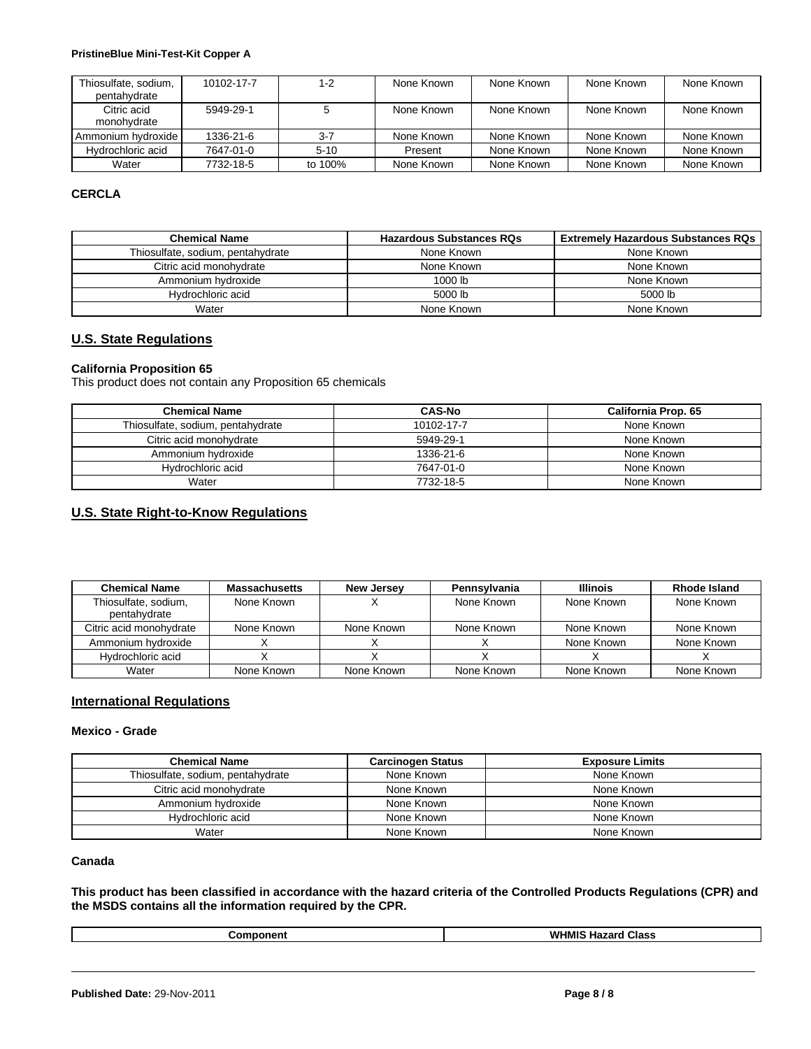| Thiosulfate, sodium, pentahydrate | 10102-17-7 | 1-2 | None Known | None Known | None Known | None Known |
|---|---|---|---|---|---|---|
| Citric acid monohydrate | 5949-29-1 | 5 | None Known | None Known | None Known | None Known |
| Ammonium hydroxide | 1336-21-6 | 3-7 | None Known | None Known | None Known | None Known |
| Hydrochloric acid | 7647-01-0 | 5-10 | Present | None Known | None Known | None Known |
| Water | 7732-18-5 | to 100% | None Known | None Known | None Known | None Known |

**CERCLA**

| Chemical Name | Hazardous Substances RQs | Extremely Hazardous Substances RQs |
|---|---|---|
| Thiosulfate, sodium, pentahydrate | None Known | None Known |
| Citric acid monohydrate | None Known | None Known |
| Ammonium hydroxide | 1000 lb | None Known |
| Hydrochloric acid | 5000 lb | 5000 lb |
| Water | None Known | None Known |

## U.S. State Regulations

**California Proposition 65**

This product does not contain any Proposition 65 chemicals

| Chemical Name | CAS-No | California Prop. 65 |
|---|---|---|
| Thiosulfate, sodium, pentahydrate | 10102-17-7 | None Known |
| Citric acid monohydrate | 5949-29-1 | None Known |
| Ammonium hydroxide | 1336-21-6 | None Known |
| Hydrochloric acid | 7647-01-0 | None Known |
| Water | 7732-18-5 | None Known |

## U.S. State Right-to-Know Regulations

| Chemical Name | Massachusetts | New Jersey | Pennsylvania | Illinois | Rhode Island |
|---|---|---|---|---|---|
| Thiosulfate, sodium, pentahydrate | None Known | X | None Known | None Known | None Known |
| Citric acid monohydrate | None Known | None Known | None Known | None Known | None Known |
| Ammonium hydroxide | X | X | X | None Known | None Known |
| Hydrochloric acid | X | X | X | X | X |
| Water | None Known | None Known | None Known | None Known | None Known |

## International Regulations

**Mexico - Grade**

| Chemical Name | Carcinogen Status | Exposure Limits |
|---|---|---|
| Thiosulfate, sodium, pentahydrate | None Known | None Known |
| Citric acid monohydrate | None Known | None Known |
| Ammonium hydroxide | None Known | None Known |
| Hydrochloric acid | None Known | None Known |
| Water | None Known | None Known |

**Canada**

**This product has been classified in accordance with the hazard criteria of the Controlled Products Regulations (CPR) and the MSDS contains all the information required by the CPR.**

| Component | WHMIS Hazard Class |
|---|---|

**Published Date:** 29-Nov-2011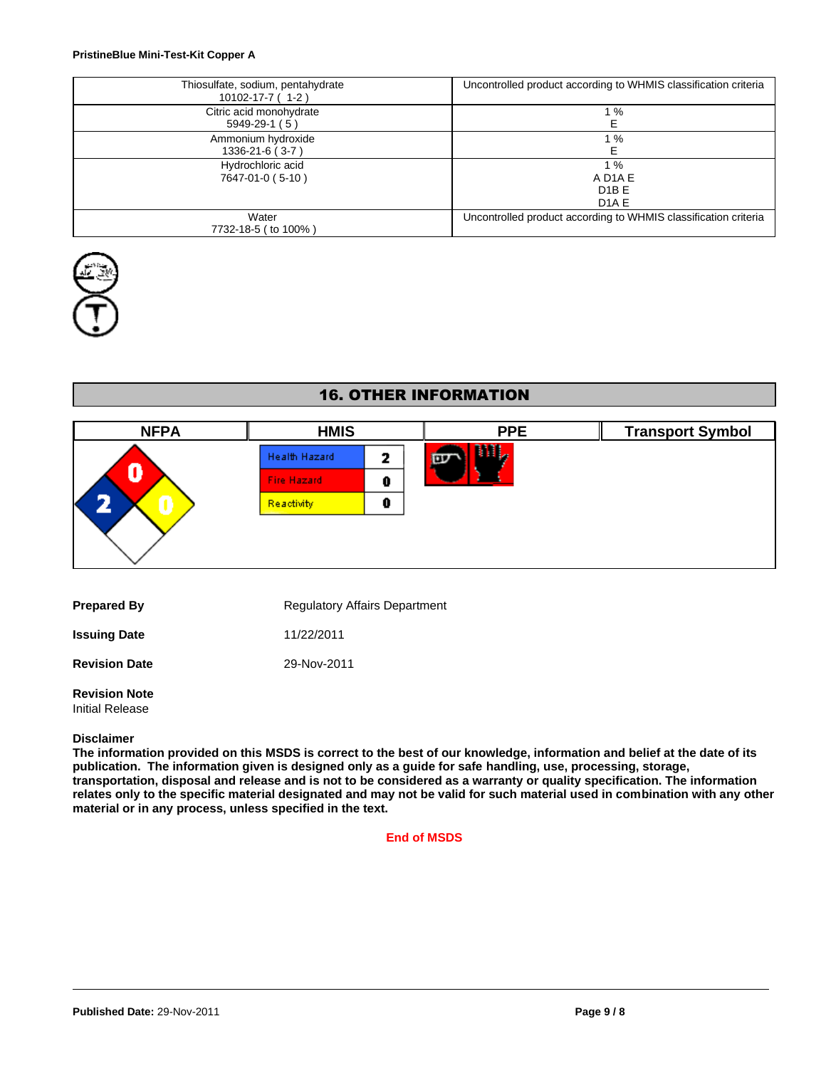| | |
|---|---|
| Thiosulfate, sodium, pentahydrate 10102-17-7 ( 1-2 ) | Uncontrolled product according to WHMIS classification criteria |
| Citric acid monohydrate 5949-29-1 ( 5 ) | 1 % E |
| Ammonium hydroxide 1336-21-6 ( 3-7 ) | 1 % E |
| Hydrochloric acid 7647-01-0 ( 5-10 ) | 1 % A D1A E D1B E D1A E |
| Water 7732-18-5 ( to 100% ) | Uncontrolled product according to WHMIS classification criteria |

## 16. OTHER INFORMATION

| NFPA | HMIS | PPE | Transport Symbol |
|---|---|---|---|
| Health: 2, Flammability: 0, Instability: 0 | Health Hazard 2, Fire Hazard 0, Reactivity 0 | | |

**Prepared By** Regulatory Affairs Department

**Issuing Date** 11/22/2011

**Revision Date** 29-Nov-2011

**Revision Note**
Initial Release

**Disclaimer**
**The information provided on this MSDS is correct to the best of our knowledge, information and belief at the date of its publication. The information given is designed only as a guide for safe handling, use, processing, storage, transportation, disposal and release and is not to be considered as a warranty or quality specification. The information relates only to the specific material designated and may not be valid for such material used in combination with any other material or in any process, unless specified in the text.**

**End of MSDS**